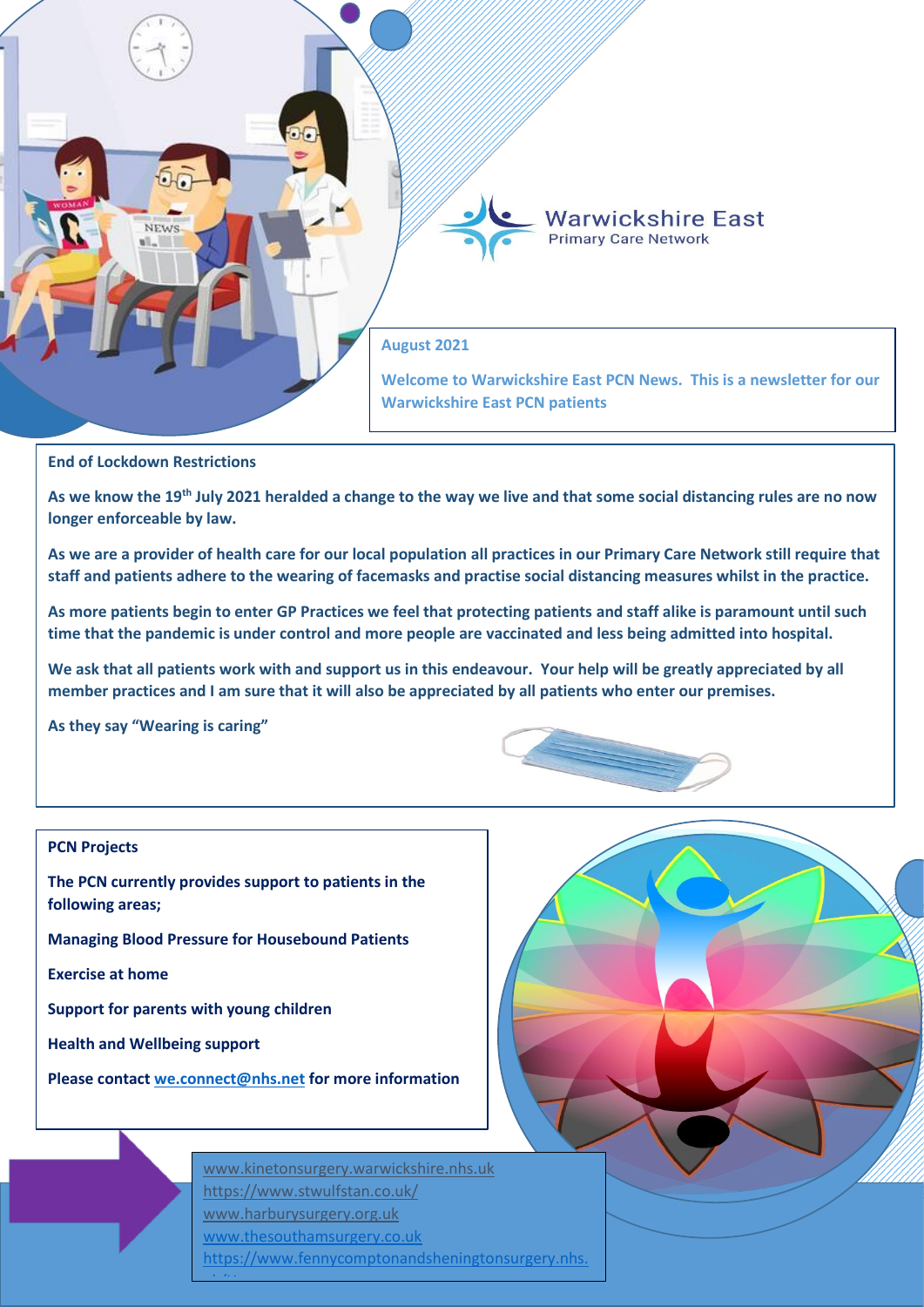# Warwickshire East

Primary Care Network

**August 2021**

**Welcome to Warwickshire East PCN News. This is a newsletter for our Warwickshire East PCN patients**

## End of Lockdown Restrictions

**As we know the 19th July 2021 heralded a change to the way we live and that some social distancing rules are no now longer enforceable by law.**

**As we are a provider of health care for our local population all practices in our Primary Care Network still require that staff and patients adhere to the wearing of facemasks and practise social distancing measures whilst in the practice.**

**As more patients begin to enter GP Practices we feel that protecting patients and staff alike is paramount until such time that the pandemic is under control and more people are vaccinated and less being admitted into hospital.**

**We ask that all patients work with and support us in this endeavour. Your help will be greatly appreciated by all member practices and I am sure that it will also be appreciated by all patients who enter our premises.**

**As they say "Wearing is caring"**

## PCN Projects

**The PCN currently provides support to patients in the following areas;**

**Managing Blood Pressure for Housebound Patients**

**Exercise at home**

**Support for parents with young children**

**Health and Wellbeing support**

**Please contact we.connect@nhs.net for more information**

www.kinetonsurgery.warwickshire.nhs.uk
https://www.stwulfstan.co.uk/
www.harburysurgery.org.uk
www.thesouthamsurgery.co.uk
https://www.fennycomptonandsheningtonsurgery.nhs.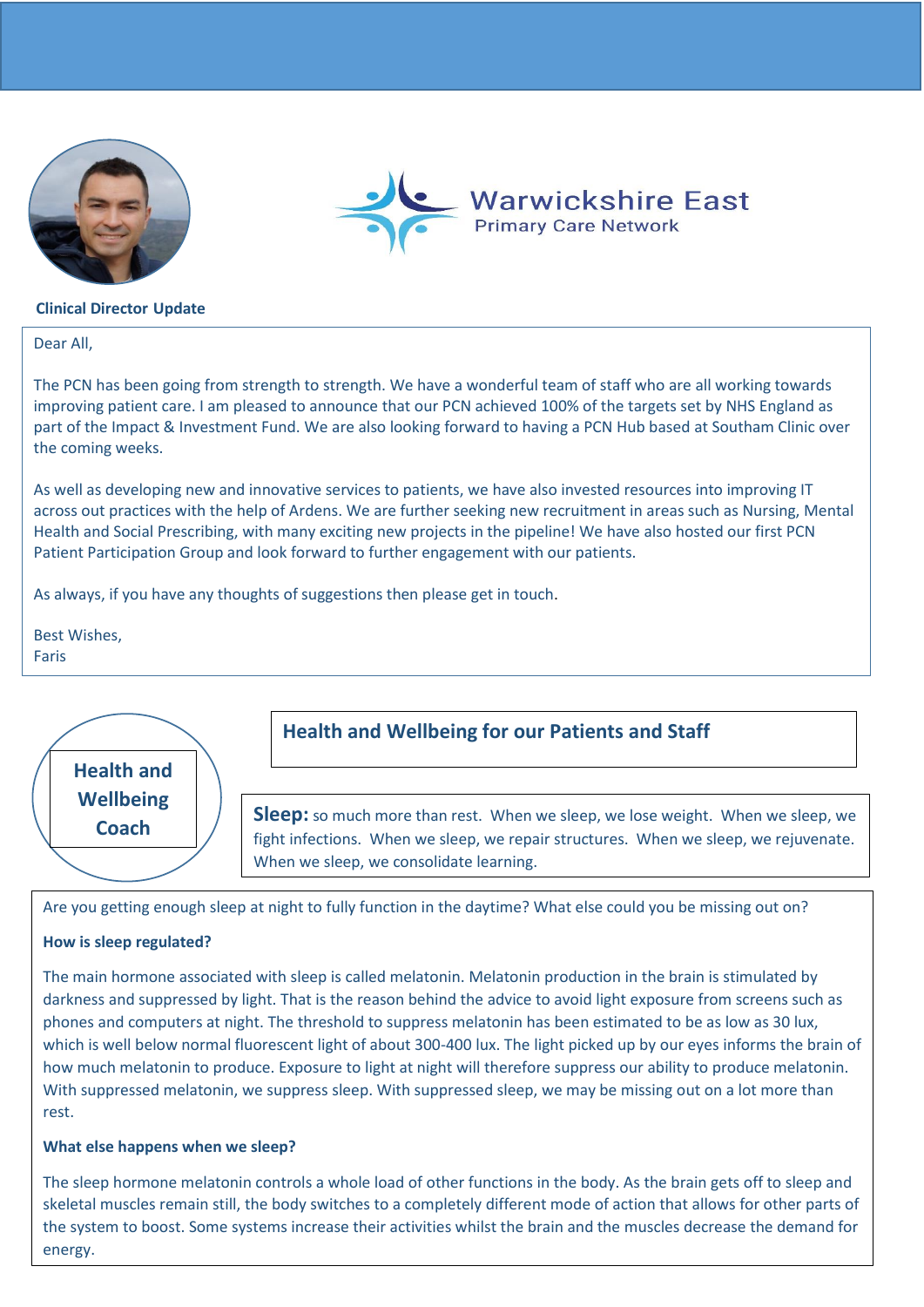Warwickshire East
Primary Care Network

**Clinical Director Update**

Dear All,

The PCN has been going from strength to strength. We have a wonderful team of staff who are all working towards improving patient care. I am pleased to announce that our PCN achieved 100% of the targets set by NHS England as part of the Impact & Investment Fund. We are also looking forward to having a PCN Hub based at Southam Clinic over the coming weeks.

As well as developing new and innovative services to patients, we have also invested resources into improving IT across out practices with the help of Ardens. We are further seeking new recruitment in areas such as Nursing, Mental Health and Social Prescribing, with many exciting new projects in the pipeline! We have also hosted our first PCN Patient Participation Group and look forward to further engagement with our patients.

As always, if you have any thoughts of suggestions then please get in touch.

Best Wishes,
Faris

**Health and Wellbeing Coach**

## Health and Wellbeing for our Patients and Staff

**Sleep:** so much more than rest. When we sleep, we lose weight. When we sleep, we fight infections. When we sleep, we repair structures. When we sleep, we rejuvenate. When we sleep, we consolidate learning.

Are you getting enough sleep at night to fully function in the daytime? What else could you be missing out on?

**How is sleep regulated?**

The main hormone associated with sleep is called melatonin. Melatonin production in the brain is stimulated by darkness and suppressed by light. That is the reason behind the advice to avoid light exposure from screens such as phones and computers at night. The threshold to suppress melatonin has been estimated to be as low as 30 lux, which is well below normal fluorescent light of about 300-400 lux. The light picked up by our eyes informs the brain of how much melatonin to produce. Exposure to light at night will therefore suppress our ability to produce melatonin. With suppressed melatonin, we suppress sleep. With suppressed sleep, we may be missing out on a lot more than rest.

**What else happens when we sleep?**

The sleep hormone melatonin controls a whole load of other functions in the body. As the brain gets off to sleep and skeletal muscles remain still, the body switches to a completely different mode of action that allows for other parts of the system to boost. Some systems increase their activities whilst the brain and the muscles decrease the demand for energy.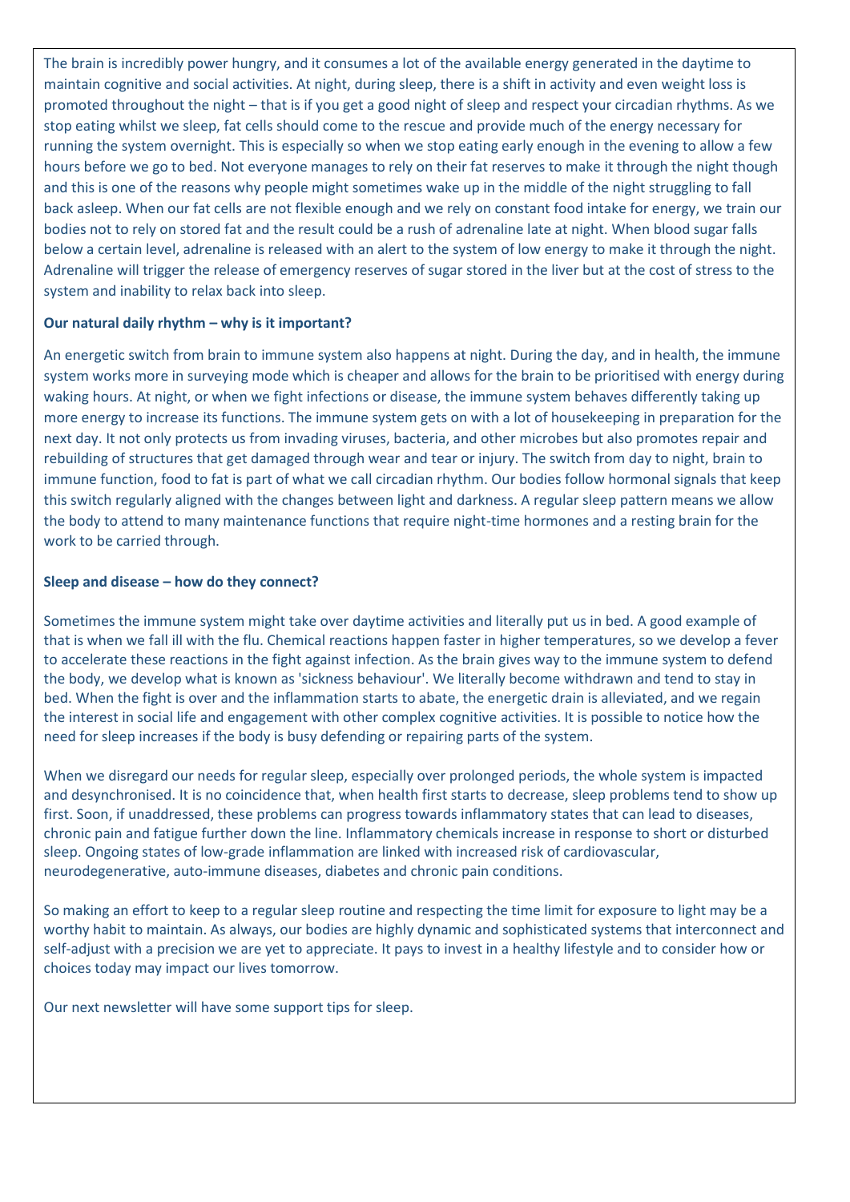The brain is incredibly power hungry, and it consumes a lot of the available energy generated in the daytime to maintain cognitive and social activities. At night, during sleep, there is a shift in activity and even weight loss is promoted throughout the night – that is if you get a good night of sleep and respect your circadian rhythms. As we stop eating whilst we sleep, fat cells should come to the rescue and provide much of the energy necessary for running the system overnight. This is especially so when we stop eating early enough in the evening to allow a few hours before we go to bed. Not everyone manages to rely on their fat reserves to make it through the night though and this is one of the reasons why people might sometimes wake up in the middle of the night struggling to fall back asleep. When our fat cells are not flexible enough and we rely on constant food intake for energy, we train our bodies not to rely on stored fat and the result could be a rush of adrenaline late at night. When blood sugar falls below a certain level, adrenaline is released with an alert to the system of low energy to make it through the night. Adrenaline will trigger the release of emergency reserves of sugar stored in the liver but at the cost of stress to the system and inability to relax back into sleep.

**Our natural daily rhythm – why is it important?**

An energetic switch from brain to immune system also happens at night. During the day, and in health, the immune system works more in surveying mode which is cheaper and allows for the brain to be prioritised with energy during waking hours. At night, or when we fight infections or disease, the immune system behaves differently taking up more energy to increase its functions. The immune system gets on with a lot of housekeeping in preparation for the next day. It not only protects us from invading viruses, bacteria, and other microbes but also promotes repair and rebuilding of structures that get damaged through wear and tear or injury. The switch from day to night, brain to immune function, food to fat is part of what we call circadian rhythm. Our bodies follow hormonal signals that keep this switch regularly aligned with the changes between light and darkness. A regular sleep pattern means we allow the body to attend to many maintenance functions that require night-time hormones and a resting brain for the work to be carried through.

**Sleep and disease – how do they connect?**

Sometimes the immune system might take over daytime activities and literally put us in bed. A good example of that is when we fall ill with the flu. Chemical reactions happen faster in higher temperatures, so we develop a fever to accelerate these reactions in the fight against infection. As the brain gives way to the immune system to defend the body, we develop what is known as 'sickness behaviour'. We literally become withdrawn and tend to stay in bed. When the fight is over and the inflammation starts to abate, the energetic drain is alleviated, and we regain the interest in social life and engagement with other complex cognitive activities. It is possible to notice how the need for sleep increases if the body is busy defending or repairing parts of the system.

When we disregard our needs for regular sleep, especially over prolonged periods, the whole system is impacted and desynchronised. It is no coincidence that, when health first starts to decrease, sleep problems tend to show up first. Soon, if unaddressed, these problems can progress towards inflammatory states that can lead to diseases, chronic pain and fatigue further down the line. Inflammatory chemicals increase in response to short or disturbed sleep. Ongoing states of low-grade inflammation are linked with increased risk of cardiovascular, neurodegenerative, auto-immune diseases, diabetes and chronic pain conditions.

So making an effort to keep to a regular sleep routine and respecting the time limit for exposure to light may be a worthy habit to maintain. As always, our bodies are highly dynamic and sophisticated systems that interconnect and self-adjust with a precision we are yet to appreciate. It pays to invest in a healthy lifestyle and to consider how or choices today may impact our lives tomorrow.

Our next newsletter will have some support tips for sleep.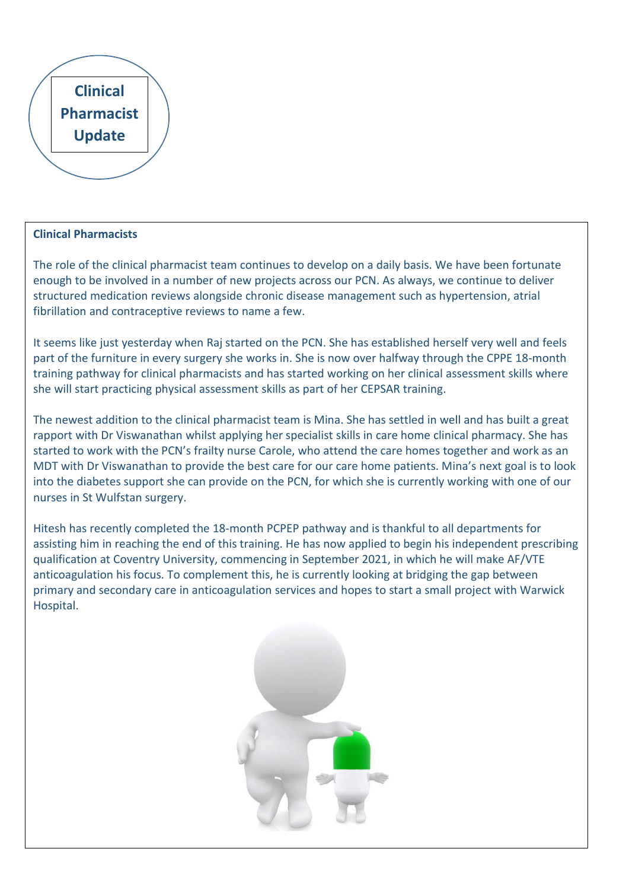# Clinical Pharmacist Update

## Clinical Pharmacists

The role of the clinical pharmacist team continues to develop on a daily basis. We have been fortunate enough to be involved in a number of new projects across our PCN. As always, we continue to deliver structured medication reviews alongside chronic disease management such as hypertension, atrial fibrillation and contraceptive reviews to name a few.

It seems like just yesterday when Raj started on the PCN. She has established herself very well and feels part of the furniture in every surgery she works in. She is now over halfway through the CPPE 18-month training pathway for clinical pharmacists and has started working on her clinical assessment skills where she will start practicing physical assessment skills as part of her CEPSAR training.

The newest addition to the clinical pharmacist team is Mina. She has settled in well and has built a great rapport with Dr Viswanathan whilst applying her specialist skills in care home clinical pharmacy. She has started to work with the PCN's frailty nurse Carole, who attend the care homes together and work as an MDT with Dr Viswanathan to provide the best care for our care home patients. Mina's next goal is to look into the diabetes support she can provide on the PCN, for which she is currently working with one of our nurses in St Wulfstan surgery.

Hitesh has recently completed the 18-month PCPEP pathway and is thankful to all departments for assisting him in reaching the end of this training. He has now applied to begin his independent prescribing qualification at Coventry University, commencing in September 2021, in which he will make AF/VTE anticoagulation his focus. To complement this, he is currently looking at bridging the gap between primary and secondary care in anticoagulation services and hopes to start a small project with Warwick Hospital.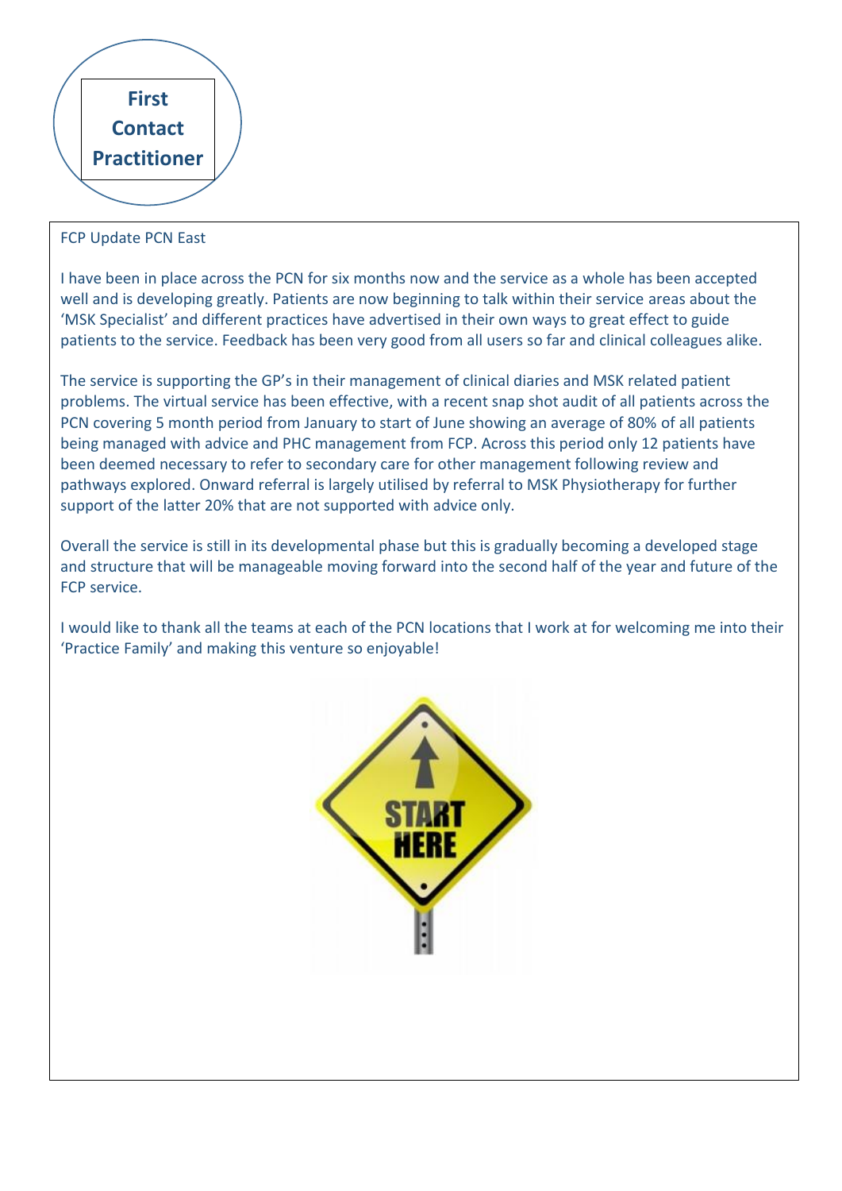# First Contact Practitioner

FCP Update PCN East

I have been in place across the PCN for six months now and the service as a whole has been accepted well and is developing greatly. Patients are now beginning to talk within their service areas about the 'MSK Specialist' and different practices have advertised in their own ways to great effect to guide patients to the service. Feedback has been very good from all users so far and clinical colleagues alike.

The service is supporting the GP's in their management of clinical diaries and MSK related patient problems. The virtual service has been effective, with a recent snap shot audit of all patients across the PCN covering 5 month period from January to start of June showing an average of 80% of all patients being managed with advice and PHC management from FCP. Across this period only 12 patients have been deemed necessary to refer to secondary care for other management following review and pathways explored. Onward referral is largely utilised by referral to MSK Physiotherapy for further support of the latter 20% that are not supported with advice only.

Overall the service is still in its developmental phase but this is gradually becoming a developed stage and structure that will be manageable moving forward into the second half of the year and future of the FCP service.

I would like to thank all the teams at each of the PCN locations that I work at for welcoming me into their 'Practice Family' and making this venture so enjoyable!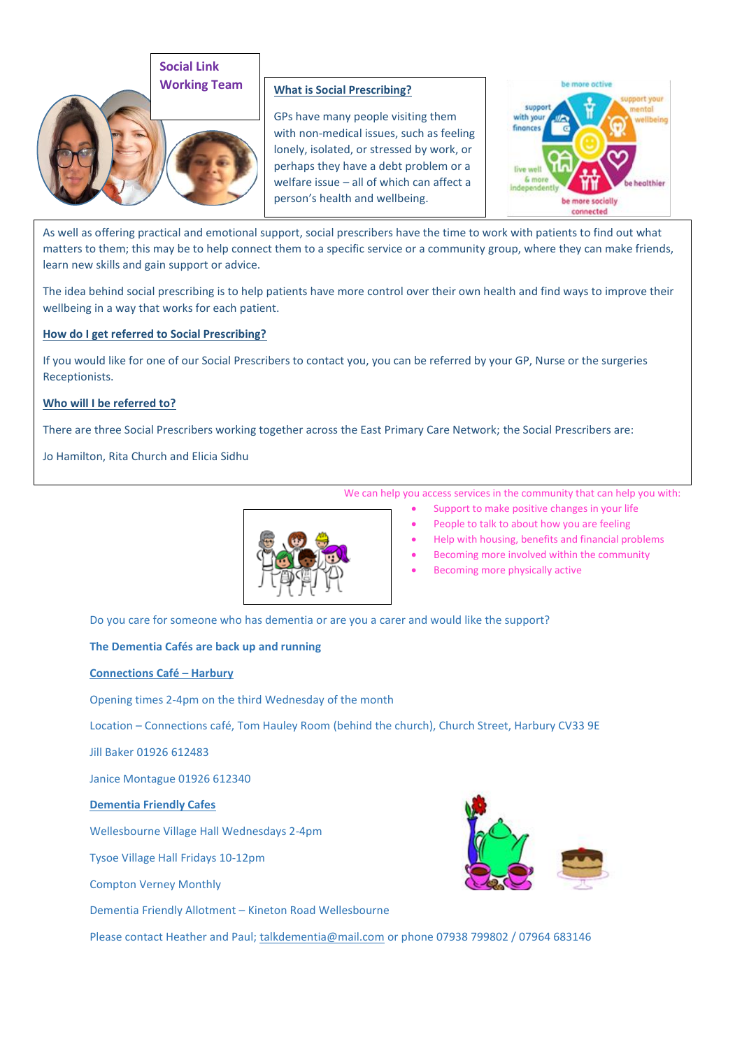## Social Link Working Team

### What is Social Prescribing?

GPs have many people visiting them with non-medical issues, such as feeling lonely, isolated, or stressed by work, or perhaps they have a debt problem or a welfare issue – all of which can affect a person's health and wellbeing.

be more active
support your mental wellbeing
be healthier
be more socially connected
live well & more independently
support with your finances

As well as offering practical and emotional support, social prescribers have the time to work with patients to find out what matters to them; this may be to help connect them to a specific service or a community group, where they can make friends, learn new skills and gain support or advice.

The idea behind social prescribing is to help patients have more control over their own health and find ways to improve their wellbeing in a way that works for each patient.

### How do I get referred to Social Prescribing?

If you would like for one of our Social Prescribers to contact you, you can be referred by your GP, Nurse or the surgeries Receptionists.

### Who will I be referred to?

There are three Social Prescribers working together across the East Primary Care Network; the Social Prescribers are:

Jo Hamilton, Rita Church and Elicia Sidhu

We can help you access services in the community that can help you with:

- Support to make positive changes in your life
- People to talk to about how you are feeling
- Help with housing, benefits and financial problems
- Becoming more involved within the community
- Becoming more physically active

Do you care for someone who has dementia or are you a carer and would like the support?

**The Dementia Cafés are back up and running**

### Connections Café – Harbury

Opening times 2-4pm on the third Wednesday of the month

Location – Connections café, Tom Hauley Room (behind the church), Church Street, Harbury CV33 9E

Jill Baker 01926 612483

Janice Montague 01926 612340

### Dementia Friendly Cafes

Wellesbourne Village Hall Wednesdays 2-4pm

Tysoe Village Hall Fridays 10-12pm

Compton Verney Monthly

Dementia Friendly Allotment – Kineton Road Wellesbourne

Please contact Heather and Paul; talkdementia@mail.com or phone 07938 799802 / 07964 683146